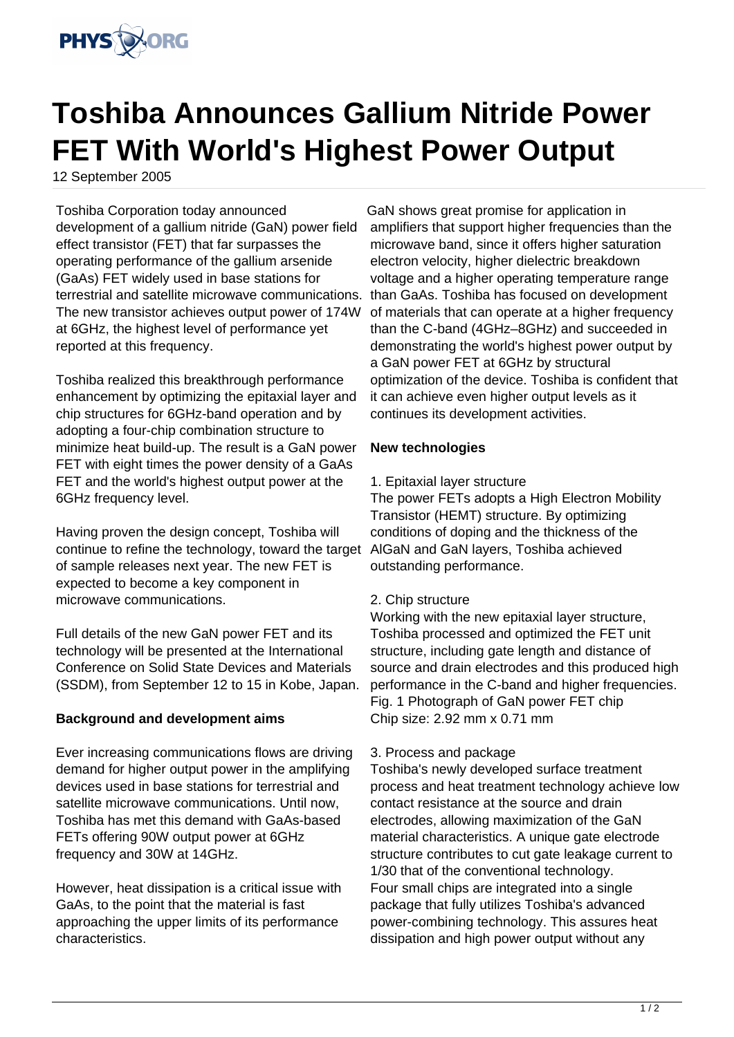# Toshiba Announces Gallium Nitride Power FET With World's Highest Power Output

12 September 2005

Toshiba Corporation today announced development of a gallium nitride (GaN) power field effect transistor (FET) that far surpasses the operating performance of the gallium arsenide (GaAs) FET widely used in base stations for terrestrial and satellite microwave communications. The new transistor achieves output power of 174W at 6GHz, the highest level of performance yet reported at this frequency.

Toshiba realized this breakthrough performance enhancement by optimizing the epitaxial layer and chip structures for 6GHz-band operation and by adopting a four-chip combination structure to minimize heat build-up. The result is a GaN power FET with eight times the power density of a GaAs FET and the world's highest output power at the 6GHz frequency level.

Having proven the design concept, Toshiba will continue to refine the technology, toward the target of sample releases next year. The new FET is expected to become a key component in microwave communications.

Full details of the new GaN power FET and its technology will be presented at the International Conference on Solid State Devices and Materials (SSDM), from September 12 to 15 in Kobe, Japan.

**Background and development aims**

Ever increasing communications flows are driving demand for higher output power in the amplifying devices used in base stations for terrestrial and satellite microwave communications. Until now, Toshiba has met this demand with GaAs-based FETs offering 90W output power at 6GHz frequency and 30W at 14GHz.

However, heat dissipation is a critical issue with GaAs, to the point that the material is fast approaching the upper limits of its performance characteristics.

GaN shows great promise for application in amplifiers that support higher frequencies than the microwave band, since it offers higher saturation electron velocity, higher dielectric breakdown voltage and a higher operating temperature range than GaAs. Toshiba has focused on development of materials that can operate at a higher frequency than the C-band (4GHz–8GHz) and succeeded in demonstrating the world's highest power output by a GaN power FET at 6GHz by structural optimization of the device. Toshiba is confident that it can achieve even higher output levels as it continues its development activities.

**New technologies**

1. Epitaxial layer structure
The power FETs adopts a High Electron Mobility Transistor (HEMT) structure. By optimizing conditions of doping and the thickness of the AlGaN and GaN layers, Toshiba achieved outstanding performance.

2. Chip structure
Working with the new epitaxial layer structure, Toshiba processed and optimized the FET unit structure, including gate length and distance of source and drain electrodes and this produced high performance in the C-band and higher frequencies.
Fig. 1 Photograph of GaN power FET chip
Chip size: 2.92 mm x 0.71 mm

3. Process and package
Toshiba's newly developed surface treatment process and heat treatment technology achieve low contact resistance at the source and drain electrodes, allowing maximization of the GaN material characteristics. A unique gate electrode structure contributes to cut gate leakage current to 1/30 that of the conventional technology.
Four small chips are integrated into a single package that fully utilizes Toshiba's advanced power-combining technology. This assures heat dissipation and high power output without any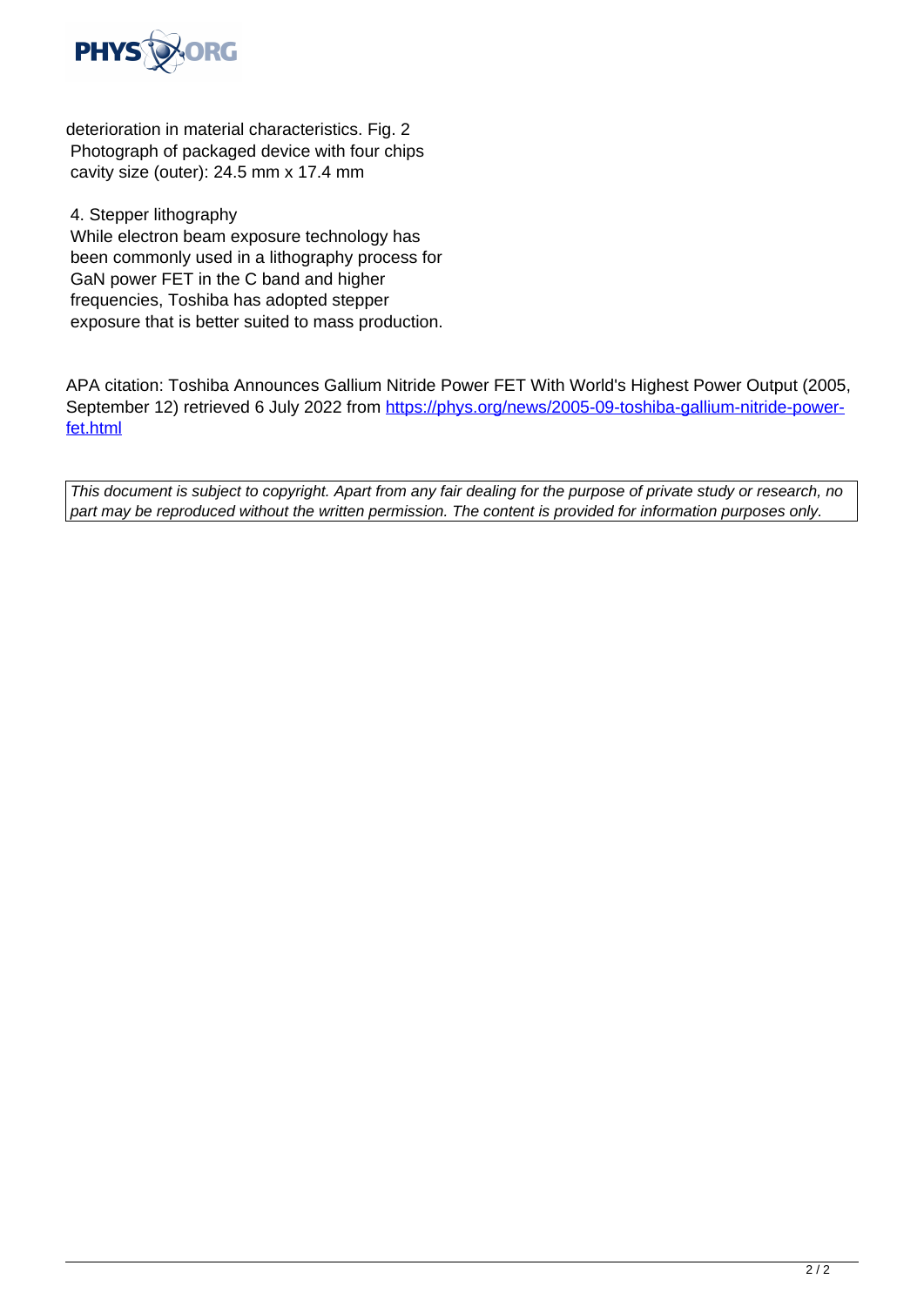deterioration in material characteristics. Fig. 2 Photograph of packaged device with four chips cavity size (outer): 24.5 mm x 17.4 mm

4. Stepper lithography
While electron beam exposure technology has been commonly used in a lithography process for GaN power FET in the C band and higher frequencies, Toshiba has adopted stepper exposure that is better suited to mass production.

APA citation: Toshiba Announces Gallium Nitride Power FET With World's Highest Power Output (2005, September 12) retrieved 6 July 2022 from https://phys.org/news/2005-09-toshiba-gallium-nitride-power-fet.html

*This document is subject to copyright. Apart from any fair dealing for the purpose of private study or research, no part may be reproduced without the written permission. The content is provided for information purposes only.*